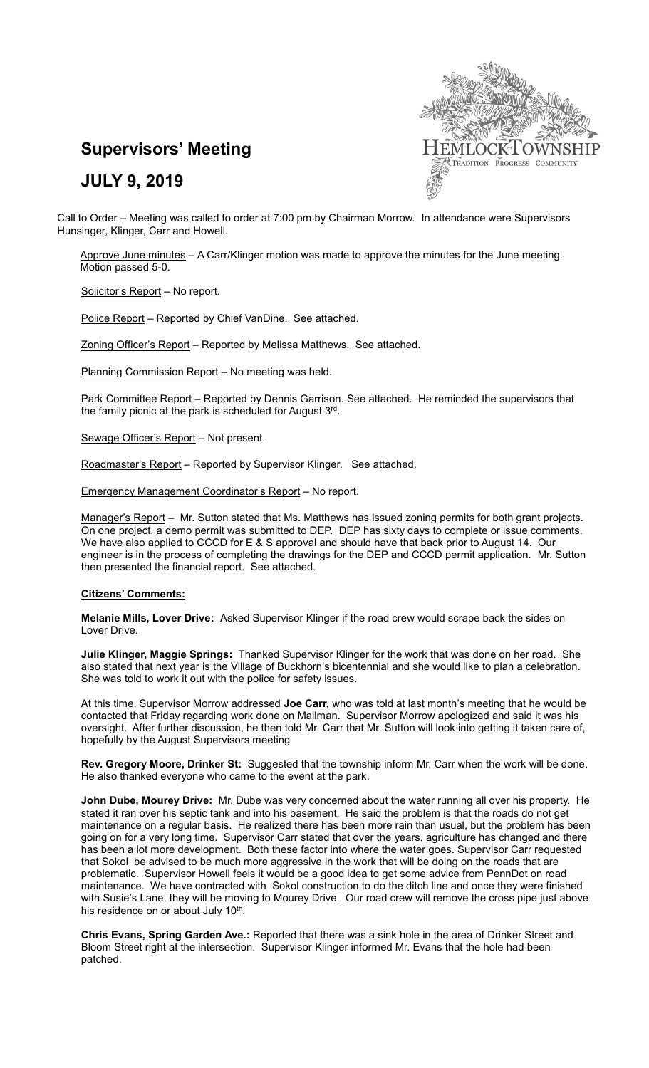# Supervisors' Meeting

## JULY 9, 2019

Call to Order – Meeting was called to order at 7:00 pm by Chairman Morrow. In attendance were Supervisors Hunsinger, Klinger, Carr and Howell.

Approve June minutes – A Carr/Klinger motion was made to approve the minutes for the June meeting. Motion passed 5-0.

Solicitor's Report – No report.

Police Report – Reported by Chief VanDine. See attached.

Zoning Officer's Report – Reported by Melissa Matthews. See attached.

Planning Commission Report – No meeting was held.

Park Committee Report – Reported by Dennis Garrison. See attached. He reminded the supervisors that the family picnic at the park is scheduled for August 3rd.

Sewage Officer's Report – Not present.

Roadmaster's Report – Reported by Supervisor Klinger. See attached.

Emergency Management Coordinator's Report – No report.

Manager's Report – Mr. Sutton stated that Ms. Matthews has issued zoning permits for both grant projects. On one project, a demo permit was submitted to DEP. DEP has sixty days to complete or issue comments. We have also applied to CCCD for E & S approval and should have that back prior to August 14. Our engineer is in the process of completing the drawings for the DEP and CCCD permit application. Mr. Sutton then presented the financial report. See attached.

**Citizens' Comments:**

**Melanie Mills, Lover Drive:** Asked Supervisor Klinger if the road crew would scrape back the sides on Lover Drive.

**Julie Klinger, Maggie Springs:** Thanked Supervisor Klinger for the work that was done on her road. She also stated that next year is the Village of Buckhorn's bicentennial and she would like to plan a celebration. She was told to work it out with the police for safety issues.

At this time, Supervisor Morrow addressed **Joe Carr,** who was told at last month's meeting that he would be contacted that Friday regarding work done on Mailman. Supervisor Morrow apologized and said it was his oversight. After further discussion, he then told Mr. Carr that Mr. Sutton will look into getting it taken care of, hopefully by the August Supervisors meeting

**Rev. Gregory Moore, Drinker St:** Suggested that the township inform Mr. Carr when the work will be done. He also thanked everyone who came to the event at the park.

**John Dube, Mourey Drive:** Mr. Dube was very concerned about the water running all over his property. He stated it ran over his septic tank and into his basement. He said the problem is that the roads do not get maintenance on a regular basis. He realized there has been more rain than usual, but the problem has been going on for a very long time. Supervisor Carr stated that over the years, agriculture has changed and there has been a lot more development. Both these factor into where the water goes. Supervisor Carr requested that Sokol be advised to be much more aggressive in the work that will be doing on the roads that are problematic. Supervisor Howell feels it would be a good idea to get some advice from PennDot on road maintenance. We have contracted with Sokol construction to do the ditch line and once they were finished with Susie's Lane, they will be moving to Mourey Drive. Our road crew will remove the cross pipe just above his residence on or about July 10th.

**Chris Evans, Spring Garden Ave.:** Reported that there was a sink hole in the area of Drinker Street and Bloom Street right at the intersection. Supervisor Klinger informed Mr. Evans that the hole had been patched.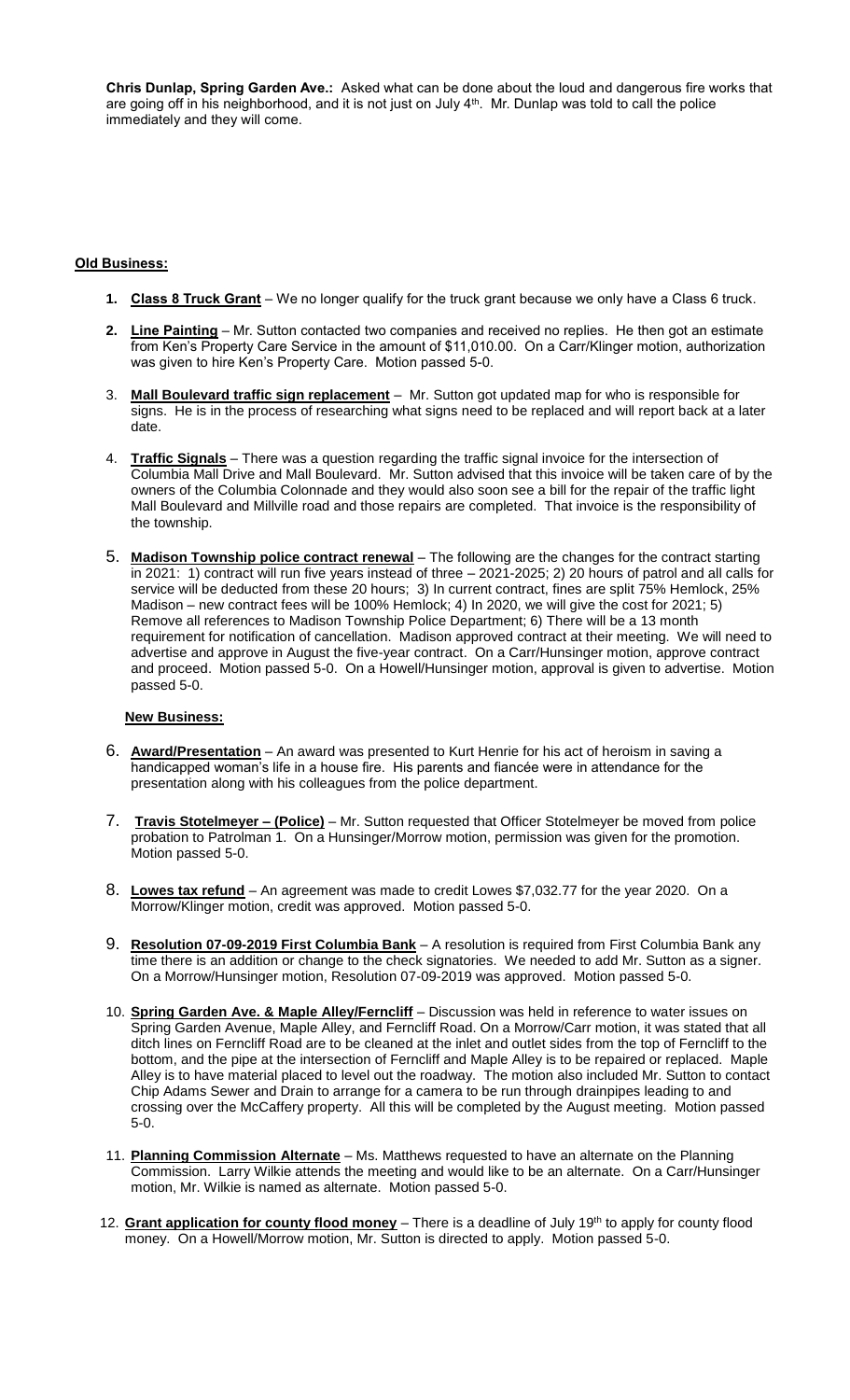**Chris Dunlap, Spring Garden Ave.:** Asked what can be done about the loud and dangerous fire works that are going off in his neighborhood, and it is not just on July 4th. Mr. Dunlap was told to call the police immediately and they will come.

**Old Business:**

1. **Class 8 Truck Grant** – We no longer qualify for the truck grant because we only have a Class 6 truck.

2. **Line Painting** – Mr. Sutton contacted two companies and received no replies. He then got an estimate from Ken's Property Care Service in the amount of $11,010.00. On a Carr/Klinger motion, authorization was given to hire Ken's Property Care. Motion passed 5-0.

3. **Mall Boulevard traffic sign replacement** – Mr. Sutton got updated map for who is responsible for signs. He is in the process of researching what signs need to be replaced and will report back at a later date.

4. **Traffic Signals** – There was a question regarding the traffic signal invoice for the intersection of Columbia Mall Drive and Mall Boulevard. Mr. Sutton advised that this invoice will be taken care of by the owners of the Columbia Colonnade and they would also soon see a bill for the repair of the traffic light Mall Boulevard and Millville road and those repairs are completed. That invoice is the responsibility of the township.

5. **Madison Township police contract renewal** – The following are the changes for the contract starting in 2021: 1) contract will run five years instead of three – 2021-2025; 2) 20 hours of patrol and all calls for service will be deducted from these 20 hours; 3) In current contract, fines are split 75% Hemlock, 25% Madison – new contract fees will be 100% Hemlock; 4) In 2020, we will give the cost for 2021; 5) Remove all references to Madison Township Police Department; 6) There will be a 13 month requirement for notification of cancellation. Madison approved contract at their meeting. We will need to advertise and approve in August the five-year contract. On a Carr/Hunsinger motion, approve contract and proceed. Motion passed 5-0. On a Howell/Hunsinger motion, approval is given to advertise. Motion passed 5-0.

**New Business:**

6. **Award/Presentation** – An award was presented to Kurt Henrie for his act of heroism in saving a handicapped woman's life in a house fire. His parents and fiancée were in attendance for the presentation along with his colleagues from the police department.

7. **Travis Stotelmeyer – (Police)** – Mr. Sutton requested that Officer Stotelmeyer be moved from police probation to Patrolman 1. On a Hunsinger/Morrow motion, permission was given for the promotion. Motion passed 5-0.

8. **Lowes tax refund** – An agreement was made to credit Lowes $7,032.77 for the year 2020. On a Morrow/Klinger motion, credit was approved. Motion passed 5-0.

9. **Resolution 07-09-2019 First Columbia Bank** – A resolution is required from First Columbia Bank any time there is an addition or change to the check signatories. We needed to add Mr. Sutton as a signer. On a Morrow/Hunsinger motion, Resolution 07-09-2019 was approved. Motion passed 5-0.

10. **Spring Garden Ave. & Maple Alley/Ferncliff** – Discussion was held in reference to water issues on Spring Garden Avenue, Maple Alley, and Ferncliff Road. On a Morrow/Carr motion, it was stated that all ditch lines on Ferncliff Road are to be cleaned at the inlet and outlet sides from the top of Ferncliff to the bottom, and the pipe at the intersection of Ferncliff and Maple Alley is to be repaired or replaced. Maple Alley is to have material placed to level out the roadway. The motion also included Mr. Sutton to contact Chip Adams Sewer and Drain to arrange for a camera to be run through drainpipes leading to and crossing over the McCaffery property. All this will be completed by the August meeting. Motion passed 5-0.

11. **Planning Commission Alternate** – Ms. Matthews requested to have an alternate on the Planning Commission. Larry Wilkie attends the meeting and would like to be an alternate. On a Carr/Hunsinger motion, Mr. Wilkie is named as alternate. Motion passed 5-0.

12. **Grant application for county flood money** – There is a deadline of July 19th to apply for county flood money. On a Howell/Morrow motion, Mr. Sutton is directed to apply. Motion passed 5-0.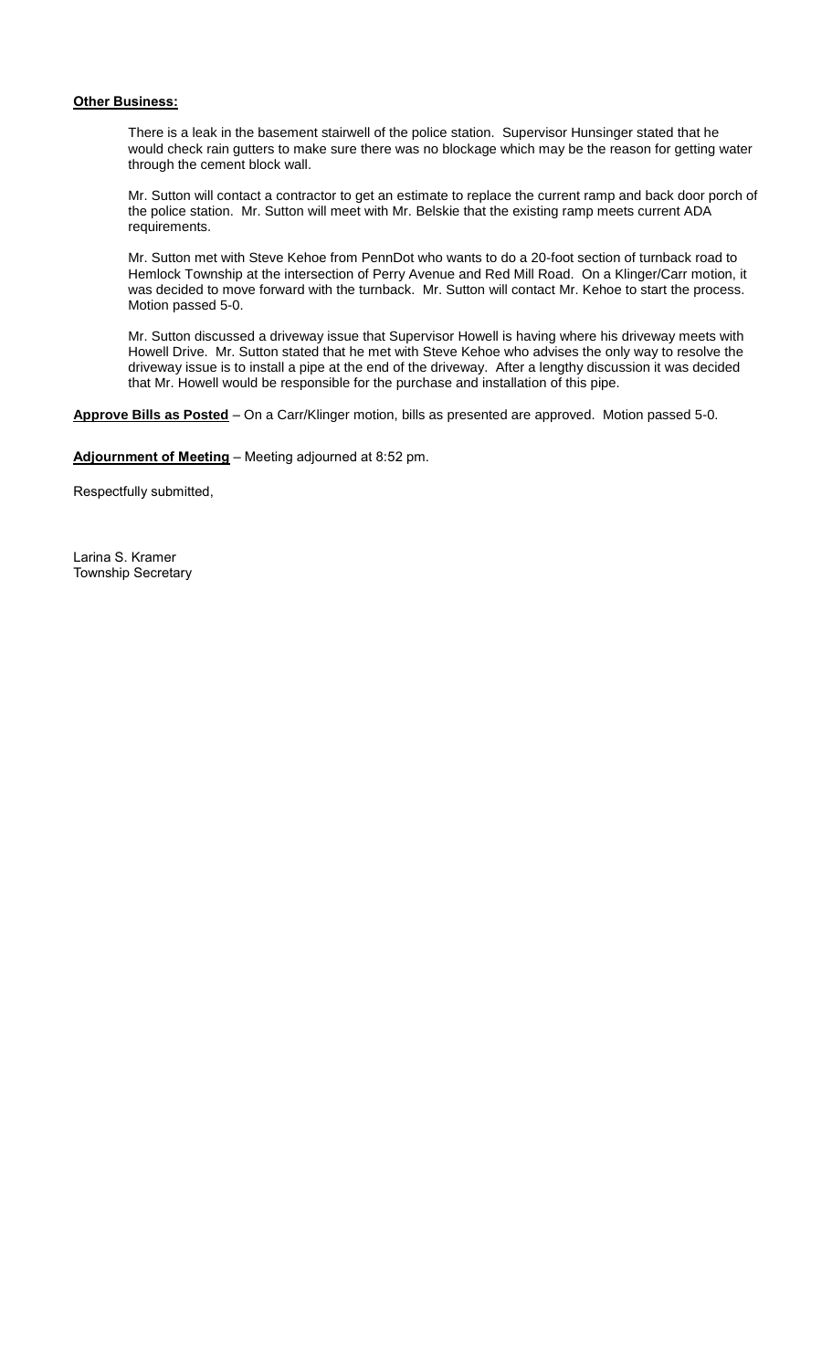**Other Business:**

There is a leak in the basement stairwell of the police station. Supervisor Hunsinger stated that he would check rain gutters to make sure there was no blockage which may be the reason for getting water through the cement block wall.

Mr. Sutton will contact a contractor to get an estimate to replace the current ramp and back door porch of the police station. Mr. Sutton will meet with Mr. Belskie that the existing ramp meets current ADA requirements.

Mr. Sutton met with Steve Kehoe from PennDot who wants to do a 20-foot section of turnback road to Hemlock Township at the intersection of Perry Avenue and Red Mill Road. On a Klinger/Carr motion, it was decided to move forward with the turnback. Mr. Sutton will contact Mr. Kehoe to start the process. Motion passed 5-0.

Mr. Sutton discussed a driveway issue that Supervisor Howell is having where his driveway meets with Howell Drive. Mr. Sutton stated that he met with Steve Kehoe who advises the only way to resolve the driveway issue is to install a pipe at the end of the driveway. After a lengthy discussion it was decided that Mr. Howell would be responsible for the purchase and installation of this pipe.

**Approve Bills as Posted** – On a Carr/Klinger motion, bills as presented are approved. Motion passed 5-0.

**Adjournment of Meeting** – Meeting adjourned at 8:52 pm.

Respectfully submitted,

Larina S. Kramer
Township Secretary